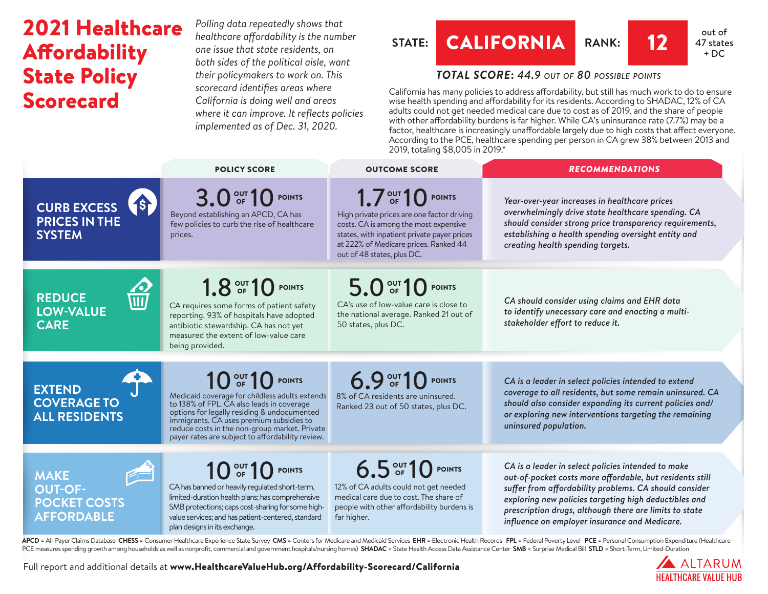# 2021 Healthcare Affordability State Policy Scorecard

*Polling data repeatedly shows that healthcare affordability is the number one issue that state residents, on both sides of the political aisle, want their policymakers to work on. This scorecard identifies areas where California is doing well and areas where it can improve. It reflects policies implemented as of Dec. 31, 2020.*

**STATE: CALIFORNIA** **RANK: 12** out of 47 states + DC

***TOTAL SCORE: 44.9*** *OUT OF* ***80*** *POSSIBLE POINTS*

California has many policies to address affordability, but still has much work to do to ensure wise health spending and affordability for its residents. According to SHADAC, 12% of CA adults could not get needed medical care due to cost as of 2019, and the share of people with other affordability burdens is far higher. While CA's uninsurance rate (7.7%) may be a factor, healthcare is increasingly unaffordable largely due to high costs that affect everyone. According to the PCE, healthcare spending per person in CA grew 38% between 2013 and 2019, totaling $8,005 in 2019.*

| | POLICY SCORE | OUTCOME SCORE | RECOMMENDATIONS |
|---|---|---|---|
| **CURB EXCESS PRICES IN THE SYSTEM** | **3.0 OUT OF 10 POINTS** Beyond establishing an APCD, CA has few policies to curb the rise of healthcare prices. | **1.7 OUT OF 10 POINTS** High private prices are one factor driving costs. CA is among the most expensive states, with inpatient private payer prices at 222% of Medicare prices. Ranked 44 out of 48 states, plus DC. | *Year-over-year increases in healthcare prices overwhelmingly drive state healthcare spending. CA should consider strong price transparency requirements, establishing a health spending oversight entity and creating health spending targets.* |
| **REDUCE LOW-VALUE CARE** | **1.8 OUT OF 10 POINTS** CA requires some forms of patient safety reporting. 93% of hospitals have adopted antibiotic stewardship. CA has not yet measured the extent of low-value care being provided. | **5.0 OUT OF 10 POINTS** CA's use of low-value care is close to the national average. Ranked 21 out of 50 states, plus DC. | *CA should consider using claims and EHR data to identify unecessary care and enacting a multi-stakeholder effort to reduce it.* |
| **EXTEND COVERAGE TO ALL RESIDENTS** | **10 OUT OF 10 POINTS** Medicaid coverage for childless adults extends to 138% of FPL. CA also leads in coverage options for legally residing & undocumented immigrants. CA uses premium subsidies to reduce costs in the non-group market. Private payer rates are subject to affordability review. | **6.9 OUT OF 10 POINTS** 8% of CA residents are uninsured. Ranked 23 out of 50 states, plus DC. | *CA is a leader in select policies intended to extend coverage to all residents, but some remain uninsured. CA should also consider expanding its current policies and/or exploring new interventions targeting the remaining uninsured population.* |
| **MAKE OUT-OF-POCKET COSTS AFFORDABLE** | **10 OUT OF 10 POINTS** CA has banned or heavily regulated short-term, limited-duration health plans; has comprehensive SMB protections; caps cost-sharing for some high-value services; and has patient-centered, standard plan designs in its exchange. | **6.5 OUT OF 10 POINTS** 12% of CA adults could not get needed medical care due to cost. The share of people with other affordability burdens is far higher. | *CA is a leader in select policies intended to make out-of-pocket costs more affordable, but residents still suffer from affordability problems. CA should consider exploring new policies targeting high deductibles and prescription drugs, although there are limits to state influence on employer insurance and Medicare.* |

**APCD** = All-Payer Claims Database **CHESS** = Consumer Healthcare Experience State Survey **CMS** = Centers for Medicare and Medicaid Services **EHR** = Electronic Health Records **FPL** = Federal Poverty Level **PCE** = Personal Consumption Expenditure (Healthcare PCE measures spending growth among households as well as nonprofit, commercial and government hospitals/nursing homes) **SHADAC** = State Health Access Data Assistance Center **SMB** = Surprise Medical Bill **STLD** = Short-Term, Limited-Duration

Full report and additional details at **www.HealthcareValueHub.org/Affordability-Scorecard/California**

ALTARUM HEALTHCARE VALUE HUB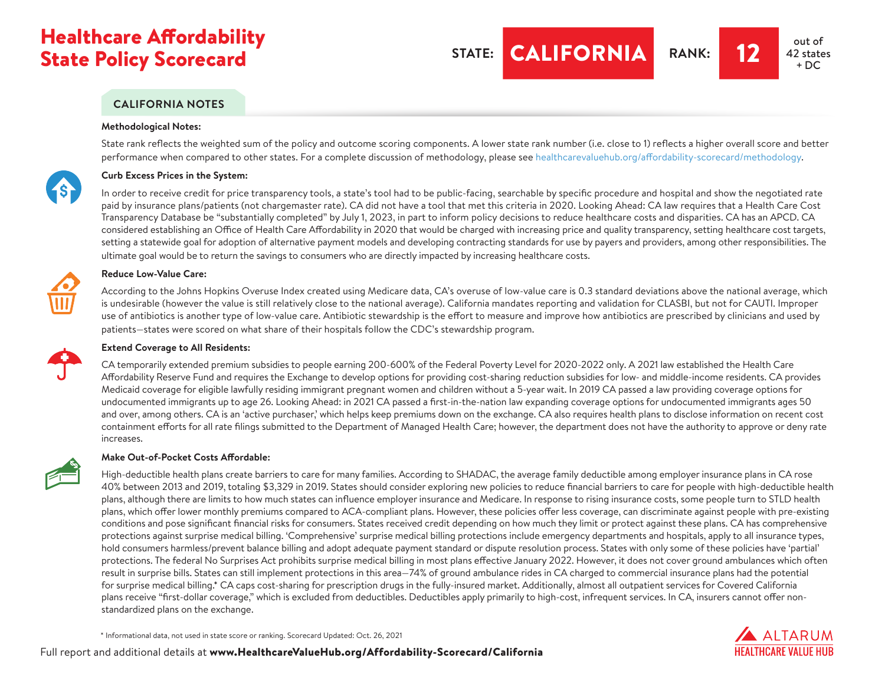# Healthcare Affordability State Policy Scorecard

**STATE: CALIFORNIA** **RANK: 12** out of 42 states + DC

## CALIFORNIA NOTES

**Methodological Notes:**

State rank reflects the weighted sum of the policy and outcome scoring components. A lower state rank number (i.e. close to 1) reflects a higher overall score and better performance when compared to other states. For a complete discussion of methodology, please see healthcarevaluehub.org/affordability-scorecard/methodology.

**Curb Excess Prices in the System:**

In order to receive credit for price transparency tools, a state's tool had to be public-facing, searchable by specific procedure and hospital and show the negotiated rate paid by insurance plans/patients (not chargemaster rate). CA did not have a tool that met this criteria in 2020. Looking Ahead: CA law requires that a Health Care Cost Transparency Database be "substantially completed" by July 1, 2023, in part to inform policy decisions to reduce healthcare costs and disparities. CA has an APCD. CA considered establishing an Office of Health Care Affordability in 2020 that would be charged with increasing price and quality transparency, setting healthcare cost targets, setting a statewide goal for adoption of alternative payment models and developing contracting standards for use by payers and providers, among other responsibilities. The ultimate goal would be to return the savings to consumers who are directly impacted by increasing healthcare costs.

**Reduce Low-Value Care:**

According to the Johns Hopkins Overuse Index created using Medicare data, CA's overuse of low-value care is 0.3 standard deviations above the national average, which is undesirable (however the value is still relatively close to the national average). California mandates reporting and validation for CLASBI, but not for CAUTI. Improper use of antibiotics is another type of low-value care. Antibiotic stewardship is the effort to measure and improve how antibiotics are prescribed by clinicians and used by patients—states were scored on what share of their hospitals follow the CDC's stewardship program.

**Extend Coverage to All Residents:**

CA temporarily extended premium subsidies to people earning 200-600% of the Federal Poverty Level for 2020-2022 only. A 2021 law established the Health Care Affordability Reserve Fund and requires the Exchange to develop options for providing cost-sharing reduction subsidies for low- and middle-income residents. CA provides Medicaid coverage for eligible lawfully residing immigrant pregnant women and children without a 5-year wait. In 2019 CA passed a law providing coverage options for undocumented immigrants up to age 26. Looking Ahead: in 2021 CA passed a first-in-the-nation law expanding coverage options for undocumented immigrants ages 50 and over, among others. CA is an 'active purchaser,' which helps keep premiums down on the exchange. CA also requires health plans to disclose information on recent cost containment efforts for all rate filings submitted to the Department of Managed Health Care; however, the department does not have the authority to approve or deny rate increases.

**Make Out-of-Pocket Costs Affordable:**

High-deductible health plans create barriers to care for many families. According to SHADAC, the average family deductible among employer insurance plans in CA rose 40% between 2013 and 2019, totaling $3,329 in 2019. States should consider exploring new policies to reduce financial barriers to care for people with high-deductible health plans, although there are limits to how much states can influence employer insurance and Medicare. In response to rising insurance costs, some people turn to STLD health plans, which offer lower monthly premiums compared to ACA-compliant plans. However, these policies offer less coverage, can discriminate against people with pre-existing conditions and pose significant financial risks for consumers. States received credit depending on how much they limit or protect against these plans. CA has comprehensive protections against surprise medical billing. 'Comprehensive' surprise medical billing protections include emergency departments and hospitals, apply to all insurance types, hold consumers harmless/prevent balance billing and adopt adequate payment standard or dispute resolution process. States with only some of these policies have 'partial' protections. The federal No Surprises Act prohibits surprise medical billing in most plans effective January 2022. However, it does not cover ground ambulances which often result in surprise bills. States can still implement protections in this area—74% of ground ambulance rides in CA charged to commercial insurance plans had the potential for surprise medical billing.* CA caps cost-sharing for prescription drugs in the fully-insured market. Additionally, almost all outpatient services for Covered California plans receive "first-dollar coverage," which is excluded from deductibles. Deductibles apply primarily to high-cost, infrequent services. In CA, insurers cannot offer non-standardized plans on the exchange.

\* Informational data, not used in state score or ranking. Scorecard Updated: Oct. 26, 2021

Full report and additional details at **www.HealthcareValueHub.org/Affordability-Scorecard/California**

ALTARUM HEALTHCARE VALUE HUB